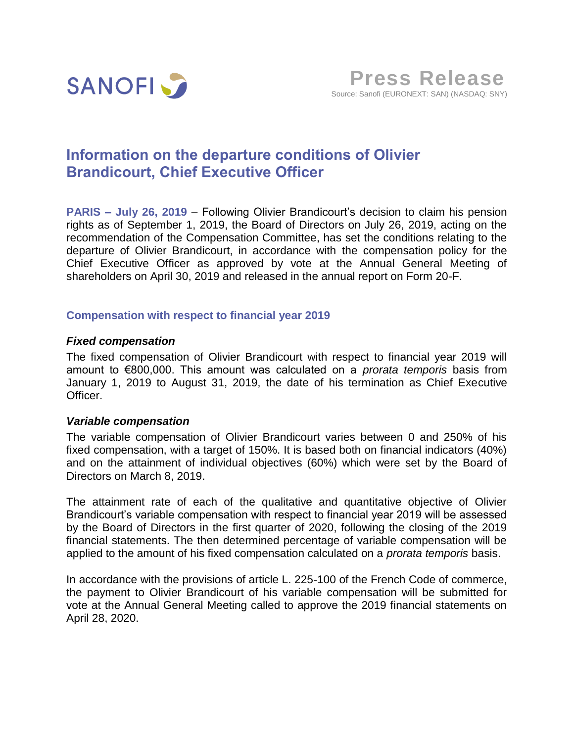SANOFI

**Press Release**

Source: Sanofi (EURONEXT: SAN) (NASDAQ: SNY)

# Information on the departure conditions of Olivier Brandicourt, Chief Executive Officer

**PARIS – July 26, 2019** – Following Olivier Brandicourt's decision to claim his pension rights as of September 1, 2019, the Board of Directors on July 26, 2019, acting on the recommendation of the Compensation Committee, has set the conditions relating to the departure of Olivier Brandicourt, in accordance with the compensation policy for the Chief Executive Officer as approved by vote at the Annual General Meeting of shareholders on April 30, 2019 and released in the annual report on Form 20-F.

## Compensation with respect to financial year 2019

### *Fixed compensation*

The fixed compensation of Olivier Brandicourt with respect to financial year 2019 will amount to €800,000. This amount was calculated on a *prorata temporis* basis from January 1, 2019 to August 31, 2019, the date of his termination as Chief Executive Officer.

### *Variable compensation*

The variable compensation of Olivier Brandicourt varies between 0 and 250% of his fixed compensation, with a target of 150%. It is based both on financial indicators (40%) and on the attainment of individual objectives (60%) which were set by the Board of Directors on March 8, 2019.

The attainment rate of each of the qualitative and quantitative objective of Olivier Brandicourt's variable compensation with respect to financial year 2019 will be assessed by the Board of Directors in the first quarter of 2020, following the closing of the 2019 financial statements. The then determined percentage of variable compensation will be applied to the amount of his fixed compensation calculated on a *prorata temporis* basis.

In accordance with the provisions of article L. 225-100 of the French Code of commerce, the payment to Olivier Brandicourt of his variable compensation will be submitted for vote at the Annual General Meeting called to approve the 2019 financial statements on April 28, 2020.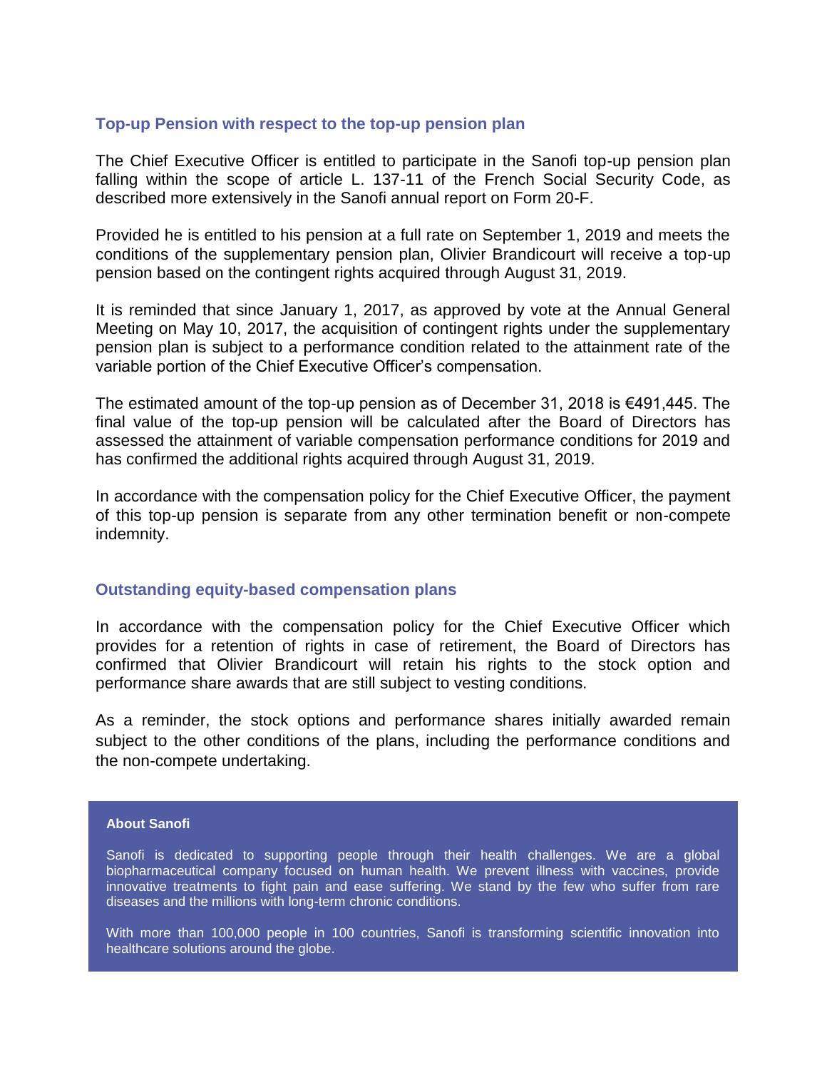### Top-up Pension with respect to the top-up pension plan

The Chief Executive Officer is entitled to participate in the Sanofi top-up pension plan falling within the scope of article L. 137-11 of the French Social Security Code, as described more extensively in the Sanofi annual report on Form 20-F.

Provided he is entitled to his pension at a full rate on September 1, 2019 and meets the conditions of the supplementary pension plan, Olivier Brandicourt will receive a top-up pension based on the contingent rights acquired through August 31, 2019.

It is reminded that since January 1, 2017, as approved by vote at the Annual General Meeting on May 10, 2017, the acquisition of contingent rights under the supplementary pension plan is subject to a performance condition related to the attainment rate of the variable portion of the Chief Executive Officer's compensation.

The estimated amount of the top-up pension as of December 31, 2018 is €491,445. The final value of the top-up pension will be calculated after the Board of Directors has assessed the attainment of variable compensation performance conditions for 2019 and has confirmed the additional rights acquired through August 31, 2019.

In accordance with the compensation policy for the Chief Executive Officer, the payment of this top-up pension is separate from any other termination benefit or non-compete indemnity.

### Outstanding equity-based compensation plans

In accordance with the compensation policy for the Chief Executive Officer which provides for a retention of rights in case of retirement, the Board of Directors has confirmed that Olivier Brandicourt will retain his rights to the stock option and performance share awards that are still subject to vesting conditions.

As a reminder, the stock options and performance shares initially awarded remain subject to the other conditions of the plans, including the performance conditions and the non-compete undertaking.

**About Sanofi**

Sanofi is dedicated to supporting people through their health challenges. We are a global biopharmaceutical company focused on human health. We prevent illness with vaccines, provide innovative treatments to fight pain and ease suffering. We stand by the few who suffer from rare diseases and the millions with long-term chronic conditions.

With more than 100,000 people in 100 countries, Sanofi is transforming scientific innovation into healthcare solutions around the globe.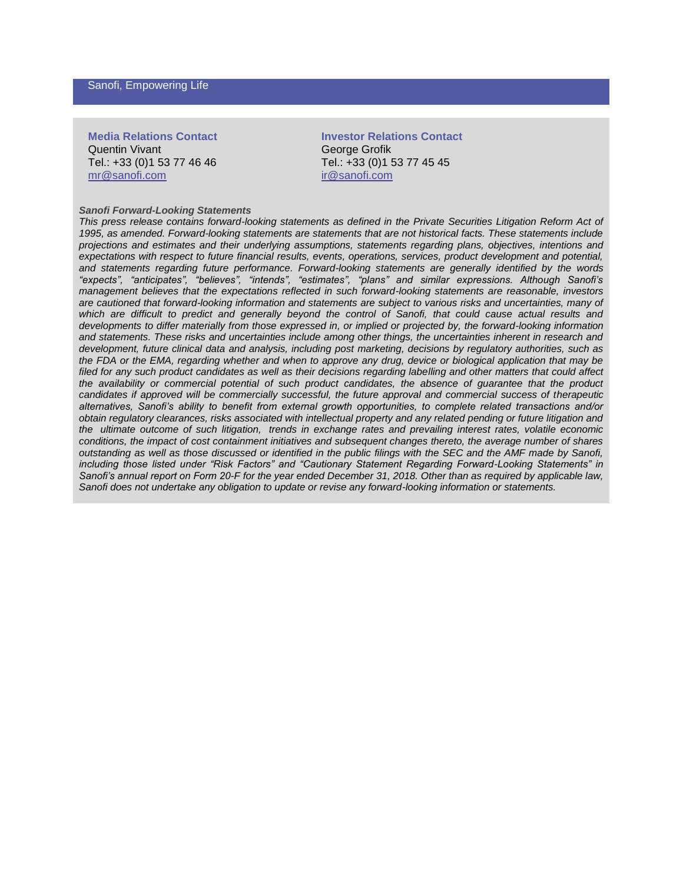Sanofi, Empowering Life

**Media Relations Contact**
Quentin Vivant
Tel.: +33 (0)1 53 77 46 46
mr@sanofi.com

**Investor Relations Contact**
George Grofik
Tel.: +33 (0)1 53 77 45 45
ir@sanofi.com

***Sanofi Forward-Looking Statements***

*This press release contains forward-looking statements as defined in the Private Securities Litigation Reform Act of 1995, as amended. Forward-looking statements are statements that are not historical facts. These statements include projections and estimates and their underlying assumptions, statements regarding plans, objectives, intentions and expectations with respect to future financial results, events, operations, services, product development and potential, and statements regarding future performance. Forward-looking statements are generally identified by the words "expects", "anticipates", "believes", "intends", "estimates", "plans" and similar expressions. Although Sanofi's management believes that the expectations reflected in such forward-looking statements are reasonable, investors are cautioned that forward-looking information and statements are subject to various risks and uncertainties, many of which are difficult to predict and generally beyond the control of Sanofi, that could cause actual results and developments to differ materially from those expressed in, or implied or projected by, the forward-looking information and statements. These risks and uncertainties include among other things, the uncertainties inherent in research and development, future clinical data and analysis, including post marketing, decisions by regulatory authorities, such as the FDA or the EMA, regarding whether and when to approve any drug, device or biological application that may be filed for any such product candidates as well as their decisions regarding labelling and other matters that could affect the availability or commercial potential of such product candidates, the absence of guarantee that the product candidates if approved will be commercially successful, the future approval and commercial success of therapeutic alternatives, Sanofi's ability to benefit from external growth opportunities, to complete related transactions and/or obtain regulatory clearances, risks associated with intellectual property and any related pending or future litigation and the ultimate outcome of such litigation, trends in exchange rates and prevailing interest rates, volatile economic conditions, the impact of cost containment initiatives and subsequent changes thereto, the average number of shares outstanding as well as those discussed or identified in the public filings with the SEC and the AMF made by Sanofi, including those listed under "Risk Factors" and "Cautionary Statement Regarding Forward-Looking Statements" in Sanofi's annual report on Form 20-F for the year ended December 31, 2018. Other than as required by applicable law, Sanofi does not undertake any obligation to update or revise any forward-looking information or statements.*